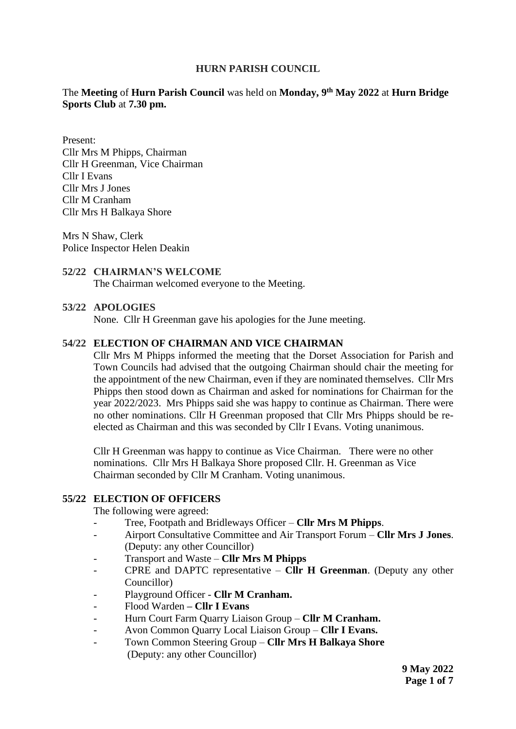**HURN PARISH COUNCIL**

The **Meeting** of **Hurn Parish Council** was held on **Monday, 9th May 2022** at **Hurn Bridge Sports Club** at **7.30 pm.**

Present:
Cllr Mrs M Phipps, Chairman
Cllr H Greenman, Vice Chairman
Cllr I Evans
Cllr Mrs J Jones
Cllr M Cranham
Cllr Mrs H Balkaya Shore

Mrs N Shaw, Clerk
Police Inspector Helen Deakin

**52/22 CHAIRMAN'S WELCOME**

The Chairman welcomed everyone to the Meeting.

**53/22 APOLOGIES**

None. Cllr H Greenman gave his apologies for the June meeting.

**54/22 ELECTION OF CHAIRMAN AND VICE CHAIRMAN**

Cllr Mrs M Phipps informed the meeting that the Dorset Association for Parish and Town Councils had advised that the outgoing Chairman should chair the meeting for the appointment of the new Chairman, even if they are nominated themselves. Cllr Mrs Phipps then stood down as Chairman and asked for nominations for Chairman for the year 2022/2023. Mrs Phipps said she was happy to continue as Chairman. There were no other nominations. Cllr H Greenman proposed that Cllr Mrs Phipps should be re-elected as Chairman and this was seconded by Cllr I Evans. Voting unanimous.

Cllr H Greenman was happy to continue as Vice Chairman. There were no other nominations. Cllr Mrs H Balkaya Shore proposed Cllr. H. Greenman as Vice Chairman seconded by Cllr M Cranham. Voting unanimous.

**55/22 ELECTION OF OFFICERS**

The following were agreed:

- Tree, Footpath and Bridleways Officer – **Cllr Mrs M Phipps**.
- Airport Consultative Committee and Air Transport Forum – **Cllr Mrs J Jones**. (Deputy: any other Councillor)
- Transport and Waste – **Cllr Mrs M Phipps**
- CPRE and DAPTC representative – **Cllr H Greenman**. (Deputy any other Councillor)
- Playground Officer - **Cllr M Cranham.**
- Flood Warden **– Cllr I Evans**
- Hurn Court Farm Quarry Liaison Group – **Cllr M Cranham.**
- Avon Common Quarry Local Liaison Group – **Cllr I Evans.**
- Town Common Steering Group – **Cllr Mrs H Balkaya Shore** (Deputy: any other Councillor)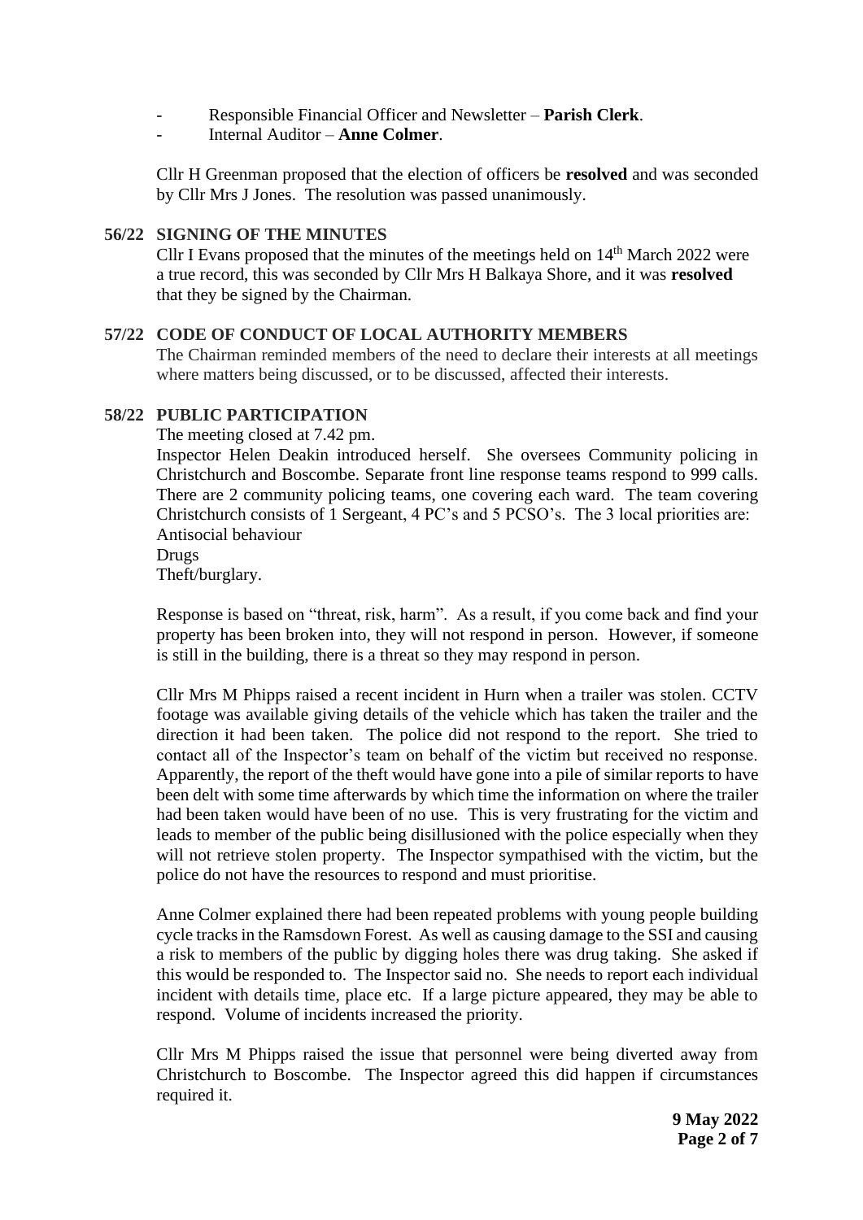- Responsible Financial Officer and Newsletter – **Parish Clerk**.
- Internal Auditor – **Anne Colmer**.

Cllr H Greenman proposed that the election of officers be **resolved** and was seconded by Cllr Mrs J Jones. The resolution was passed unanimously.

## 56/22 SIGNING OF THE MINUTES

Cllr I Evans proposed that the minutes of the meetings held on 14th March 2022 were a true record, this was seconded by Cllr Mrs H Balkaya Shore, and it was **resolved** that they be signed by the Chairman.

## 57/22 CODE OF CONDUCT OF LOCAL AUTHORITY MEMBERS

The Chairman reminded members of the need to declare their interests at all meetings where matters being discussed, or to be discussed, affected their interests.

## 58/22 PUBLIC PARTICIPATION

The meeting closed at 7.42 pm.

Inspector Helen Deakin introduced herself. She oversees Community policing in Christchurch and Boscombe. Separate front line response teams respond to 999 calls. There are 2 community policing teams, one covering each ward. The team covering Christchurch consists of 1 Sergeant, 4 PC's and 5 PCSO's. The 3 local priorities are:
Antisocial behaviour
Drugs
Theft/burglary.

Response is based on "threat, risk, harm". As a result, if you come back and find your property has been broken into, they will not respond in person. However, if someone is still in the building, there is a threat so they may respond in person.

Cllr Mrs M Phipps raised a recent incident in Hurn when a trailer was stolen. CCTV footage was available giving details of the vehicle which has taken the trailer and the direction it had been taken. The police did not respond to the report. She tried to contact all of the Inspector's team on behalf of the victim but received no response. Apparently, the report of the theft would have gone into a pile of similar reports to have been delt with some time afterwards by which time the information on where the trailer had been taken would have been of no use. This is very frustrating for the victim and leads to member of the public being disillusioned with the police especially when they will not retrieve stolen property. The Inspector sympathised with the victim, but the police do not have the resources to respond and must prioritise.

Anne Colmer explained there had been repeated problems with young people building cycle tracks in the Ramsdown Forest. As well as causing damage to the SSI and causing a risk to members of the public by digging holes there was drug taking. She asked if this would be responded to. The Inspector said no. She needs to report each individual incident with details time, place etc. If a large picture appeared, they may be able to respond. Volume of incidents increased the priority.

Cllr Mrs M Phipps raised the issue that personnel were being diverted away from Christchurch to Boscombe. The Inspector agreed this did happen if circumstances required it.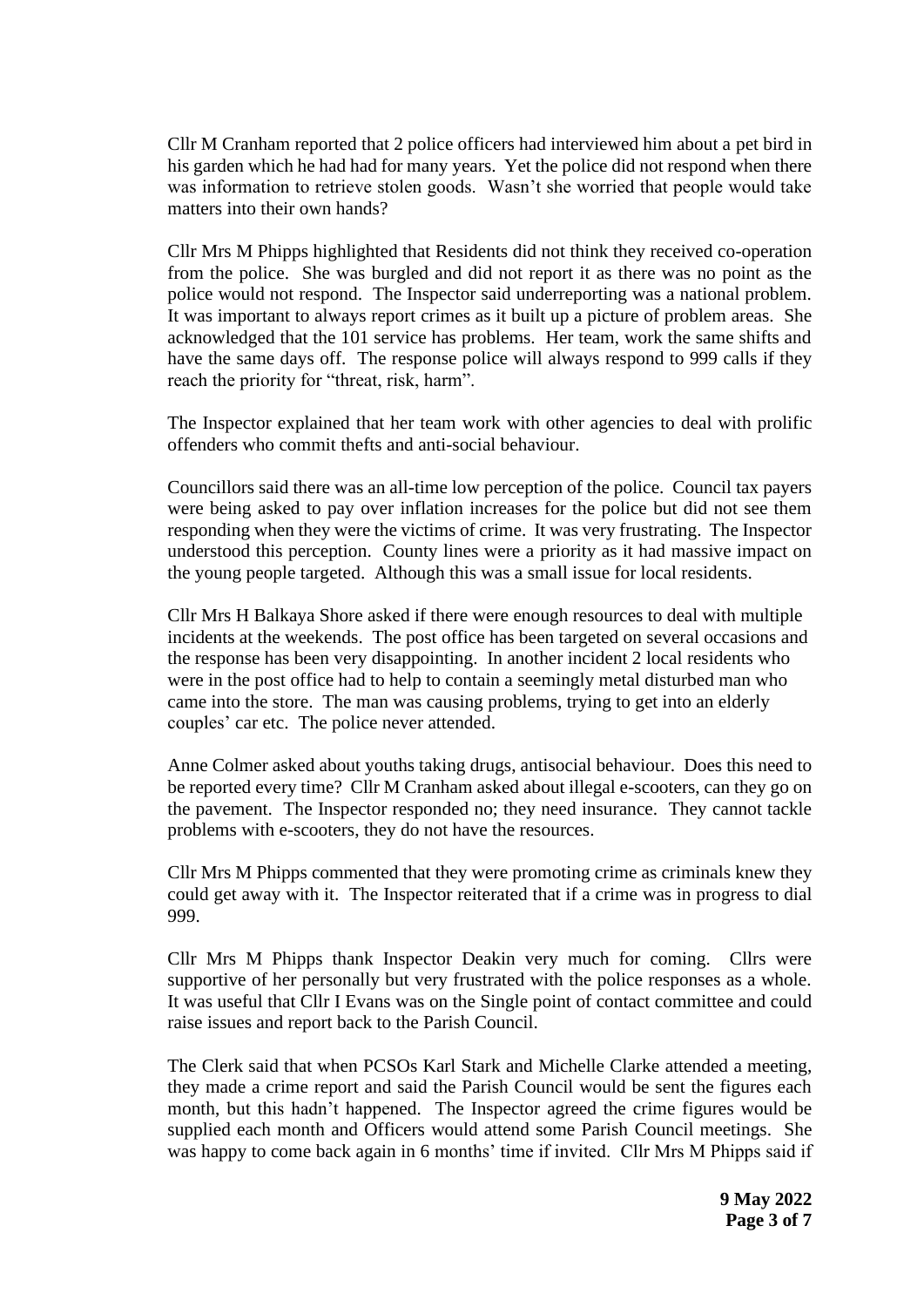Cllr M Cranham reported that 2 police officers had interviewed him about a pet bird in his garden which he had had for many years. Yet the police did not respond when there was information to retrieve stolen goods. Wasn't she worried that people would take matters into their own hands?

Cllr Mrs M Phipps highlighted that Residents did not think they received co-operation from the police. She was burgled and did not report it as there was no point as the police would not respond. The Inspector said underreporting was a national problem. It was important to always report crimes as it built up a picture of problem areas. She acknowledged that the 101 service has problems. Her team, work the same shifts and have the same days off. The response police will always respond to 999 calls if they reach the priority for "threat, risk, harm".

The Inspector explained that her team work with other agencies to deal with prolific offenders who commit thefts and anti-social behaviour.

Councillors said there was an all-time low perception of the police. Council tax payers were being asked to pay over inflation increases for the police but did not see them responding when they were the victims of crime. It was very frustrating. The Inspector understood this perception. County lines were a priority as it had massive impact on the young people targeted. Although this was a small issue for local residents.

Cllr Mrs H Balkaya Shore asked if there were enough resources to deal with multiple incidents at the weekends. The post office has been targeted on several occasions and the response has been very disappointing. In another incident 2 local residents who were in the post office had to help to contain a seemingly metal disturbed man who came into the store. The man was causing problems, trying to get into an elderly couples' car etc. The police never attended.

Anne Colmer asked about youths taking drugs, antisocial behaviour. Does this need to be reported every time? Cllr M Cranham asked about illegal e-scooters, can they go on the pavement. The Inspector responded no; they need insurance. They cannot tackle problems with e-scooters, they do not have the resources.

Cllr Mrs M Phipps commented that they were promoting crime as criminals knew they could get away with it. The Inspector reiterated that if a crime was in progress to dial 999.

Cllr Mrs M Phipps thank Inspector Deakin very much for coming. Cllrs were supportive of her personally but very frustrated with the police responses as a whole. It was useful that Cllr I Evans was on the Single point of contact committee and could raise issues and report back to the Parish Council.

The Clerk said that when PCSOs Karl Stark and Michelle Clarke attended a meeting, they made a crime report and said the Parish Council would be sent the figures each month, but this hadn't happened. The Inspector agreed the crime figures would be supplied each month and Officers would attend some Parish Council meetings. She was happy to come back again in 6 months' time if invited. Cllr Mrs M Phipps said if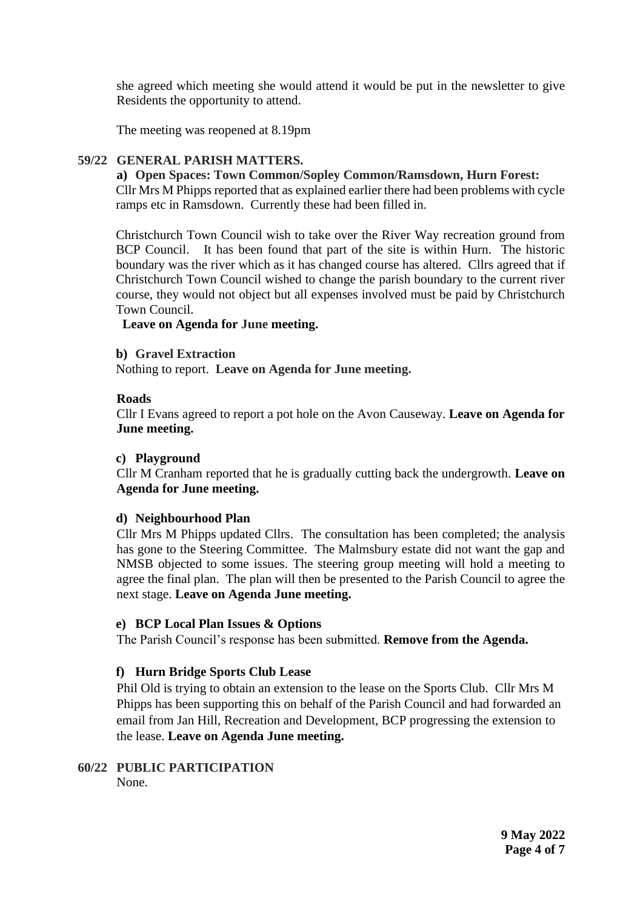she agreed which meeting she would attend it would be put in the newsletter to give Residents the opportunity to attend.

The meeting was reopened at 8.19pm

**59/22 GENERAL PARISH MATTERS.**

**a) Open Spaces: Town Common/Sopley Common/Ramsdown, Hurn Forest:**
Cllr Mrs M Phipps reported that as explained earlier there had been problems with cycle ramps etc in Ramsdown. Currently these had been filled in.

Christchurch Town Council wish to take over the River Way recreation ground from BCP Council. It has been found that part of the site is within Hurn. The historic boundary was the river which as it has changed course has altered. Cllrs agreed that if Christchurch Town Council wished to change the parish boundary to the current river course, they would not object but all expenses involved must be paid by Christchurch Town Council.
**Leave on Agenda for June meeting.**

**b) Gravel Extraction**
Nothing to report. **Leave on Agenda for June meeting.**

**Roads**
Cllr I Evans agreed to report a pot hole on the Avon Causeway. **Leave on Agenda for June meeting.**

**c) Playground**
Cllr M Cranham reported that he is gradually cutting back the undergrowth. **Leave on Agenda for June meeting.**

**d) Neighbourhood Plan**
Cllr Mrs M Phipps updated Cllrs. The consultation has been completed; the analysis has gone to the Steering Committee. The Malmsbury estate did not want the gap and NMSB objected to some issues. The steering group meeting will hold a meeting to agree the final plan. The plan will then be presented to the Parish Council to agree the next stage. **Leave on Agenda June meeting.**

**e) BCP Local Plan Issues & Options**
The Parish Council's response has been submitted. **Remove from the Agenda.**

**f) Hurn Bridge Sports Club Lease**
Phil Old is trying to obtain an extension to the lease on the Sports Club. Cllr Mrs M Phipps has been supporting this on behalf of the Parish Council and had forwarded an email from Jan Hill, Recreation and Development, BCP progressing the extension to the lease. **Leave on Agenda June meeting.**

**60/22 PUBLIC PARTICIPATION**
None.

**9 May 2022**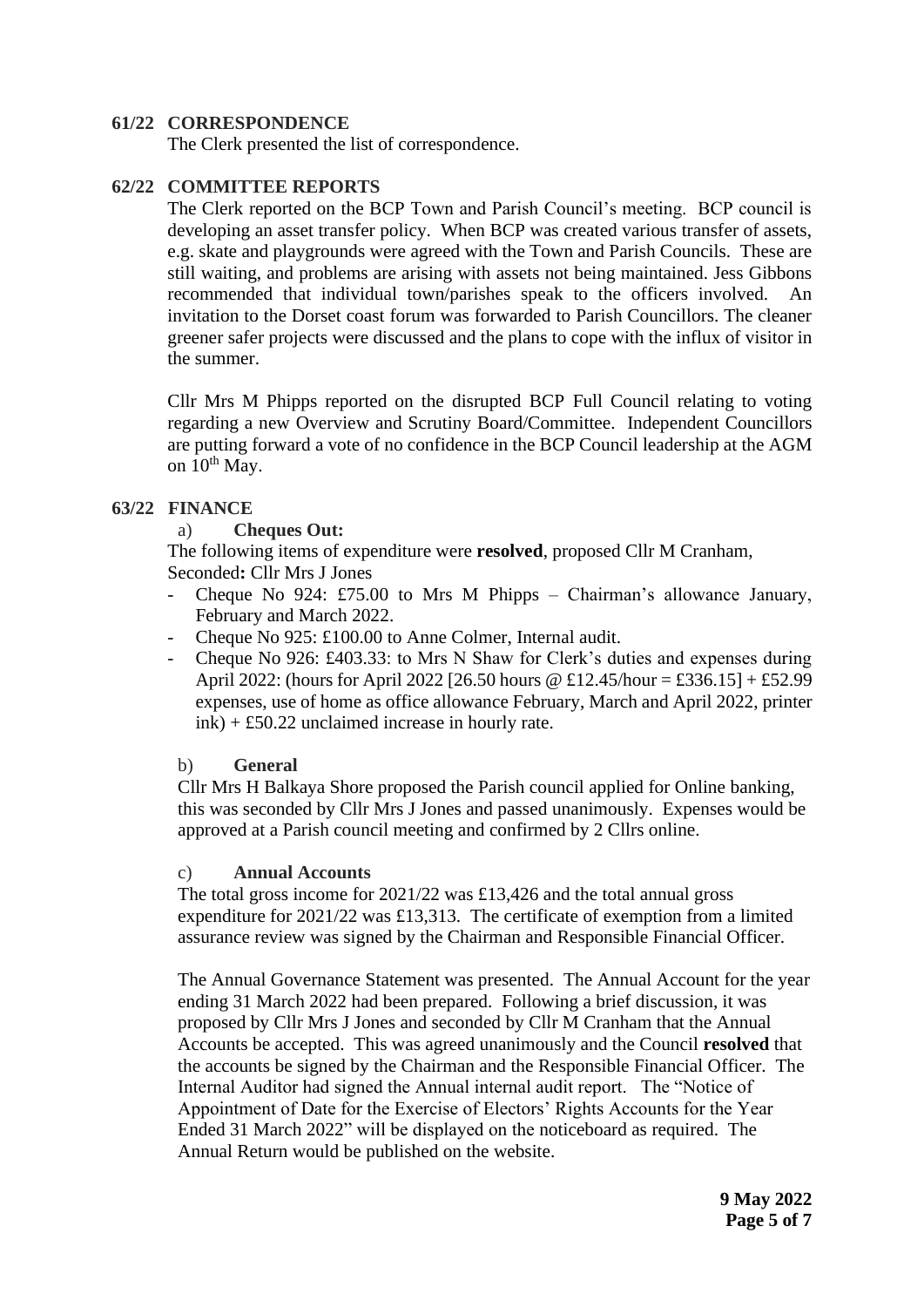**61/22 CORRESPONDENCE**

The Clerk presented the list of correspondence.

**62/22 COMMITTEE REPORTS**

The Clerk reported on the BCP Town and Parish Council's meeting. BCP council is developing an asset transfer policy. When BCP was created various transfer of assets, e.g. skate and playgrounds were agreed with the Town and Parish Councils. These are still waiting, and problems are arising with assets not being maintained. Jess Gibbons recommended that individual town/parishes speak to the officers involved. An invitation to the Dorset coast forum was forwarded to Parish Councillors. The cleaner greener safer projects were discussed and the plans to cope with the influx of visitor in the summer.

Cllr Mrs M Phipps reported on the disrupted BCP Full Council relating to voting regarding a new Overview and Scrutiny Board/Committee. Independent Councillors are putting forward a vote of no confidence in the BCP Council leadership at the AGM on 10th May.

**63/22 FINANCE**

a) **Cheques Out:**

The following items of expenditure were **resolved**, proposed Cllr M Cranham, Seconded**:** Cllr Mrs J Jones

- Cheque No 924: £75.00 to Mrs M Phipps – Chairman's allowance January, February and March 2022.
- Cheque No 925: £100.00 to Anne Colmer, Internal audit.
- Cheque No 926: £403.33: to Mrs N Shaw for Clerk's duties and expenses during April 2022: (hours for April 2022 [26.50 hours @ £12.45/hour = £336.15] + £52.99 expenses, use of home as office allowance February, March and April 2022, printer ink) + £50.22 unclaimed increase in hourly rate.

b) **General**

Cllr Mrs H Balkaya Shore proposed the Parish council applied for Online banking, this was seconded by Cllr Mrs J Jones and passed unanimously. Expenses would be approved at a Parish council meeting and confirmed by 2 Cllrs online.

c) **Annual Accounts**

The total gross income for 2021/22 was £13,426 and the total annual gross expenditure for 2021/22 was £13,313. The certificate of exemption from a limited assurance review was signed by the Chairman and Responsible Financial Officer.

The Annual Governance Statement was presented. The Annual Account for the year ending 31 March 2022 had been prepared. Following a brief discussion, it was proposed by Cllr Mrs J Jones and seconded by Cllr M Cranham that the Annual Accounts be accepted. This was agreed unanimously and the Council **resolved** that the accounts be signed by the Chairman and the Responsible Financial Officer. The Internal Auditor had signed the Annual internal audit report. The "Notice of Appointment of Date for the Exercise of Electors' Rights Accounts for the Year Ended 31 March 2022" will be displayed on the noticeboard as required. The Annual Return would be published on the website.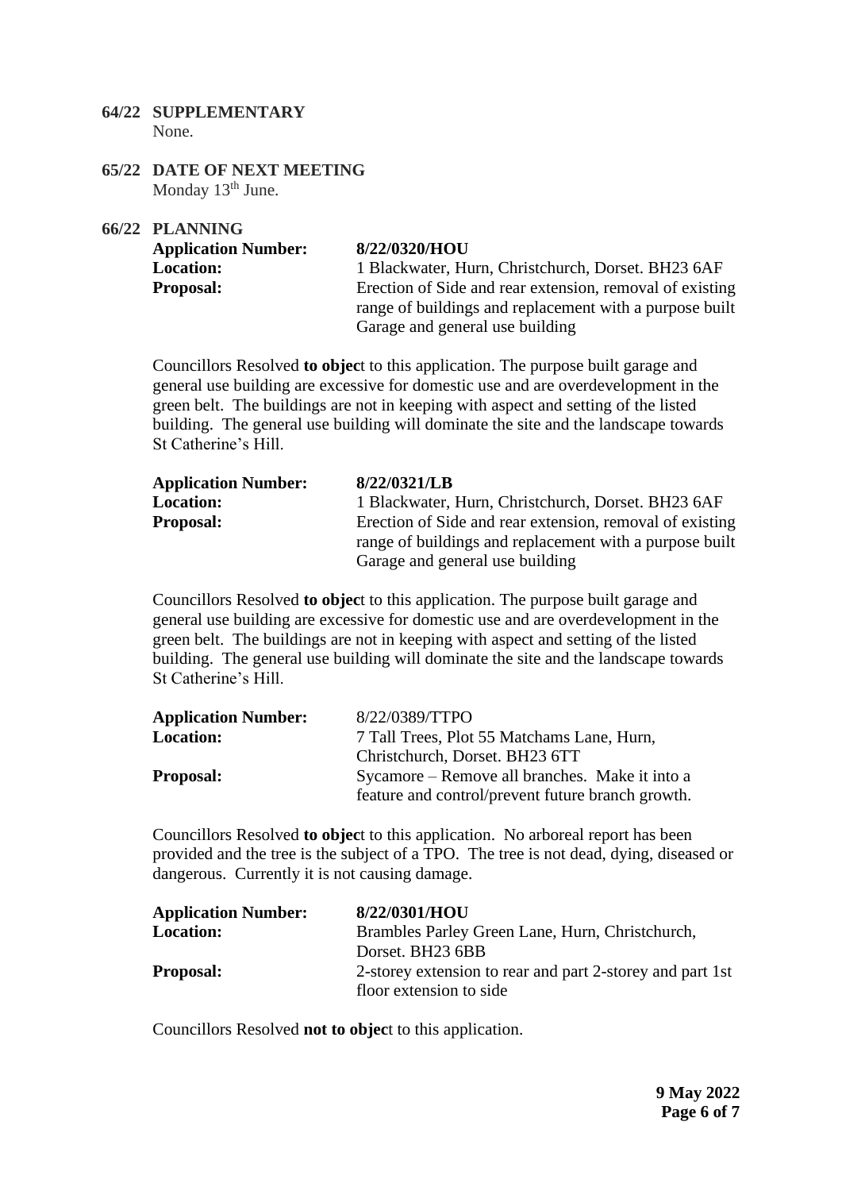**64/22 SUPPLEMENTARY**

None.

**65/22 DATE OF NEXT MEETING**

Monday 13th June.

**66/22 PLANNING**

| | |
|---|---|
| **Application Number:** | **8/22/0320/HOU** |
| **Location:** | 1 Blackwater, Hurn, Christchurch, Dorset. BH23 6AF |
| **Proposal:** | Erection of Side and rear extension, removal of existing range of buildings and replacement with a purpose built Garage and general use building |

Councillors Resolved **to objec**t to this application. The purpose built garage and general use building are excessive for domestic use and are overdevelopment in the green belt. The buildings are not in keeping with aspect and setting of the listed building. The general use building will dominate the site and the landscape towards St Catherine's Hill.

| | |
|---|---|
| **Application Number:** | **8/22/0321/LB** |
| **Location:** | 1 Blackwater, Hurn, Christchurch, Dorset. BH23 6AF |
| **Proposal:** | Erection of Side and rear extension, removal of existing range of buildings and replacement with a purpose built Garage and general use building |

Councillors Resolved **to objec**t to this application. The purpose built garage and general use building are excessive for domestic use and are overdevelopment in the green belt. The buildings are not in keeping with aspect and setting of the listed building. The general use building will dominate the site and the landscape towards St Catherine's Hill.

| | |
|---|---|
| **Application Number:** | 8/22/0389/TTPO |
| **Location:** | 7 Tall Trees, Plot 55 Matchams Lane, Hurn, Christchurch, Dorset. BH23 6TT |
| **Proposal:** | Sycamore – Remove all branches. Make it into a feature and control/prevent future branch growth. |

Councillors Resolved **to objec**t to this application. No arboreal report has been provided and the tree is the subject of a TPO. The tree is not dead, dying, diseased or dangerous. Currently it is not causing damage.

| | |
|---|---|
| **Application Number:** | **8/22/0301/HOU** |
| **Location:** | Brambles Parley Green Lane, Hurn, Christchurch, Dorset. BH23 6BB |
| **Proposal:** | 2-storey extension to rear and part 2-storey and part 1st floor extension to side |

Councillors Resolved **not to objec**t to this application.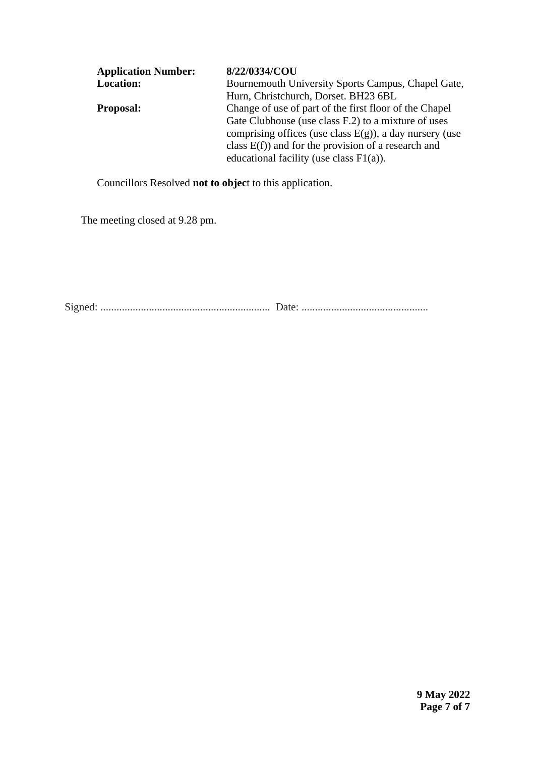**Application Number:** **8/22/0334/COU**
**Location:** Bournemouth University Sports Campus, Chapel Gate, Hurn, Christchurch, Dorset. BH23 6BL
**Proposal:** Change of use of part of the first floor of the Chapel Gate Clubhouse (use class F.2) to a mixture of uses comprising offices (use class E(g)), a day nursery (use class E(f)) and for the provision of a research and educational facility (use class F1(a)).

Councillors Resolved **not to objec**t to this application.

The meeting closed at 9.28 pm.

Signed: ............................................................... Date: ...............................................

**9 May 2022**